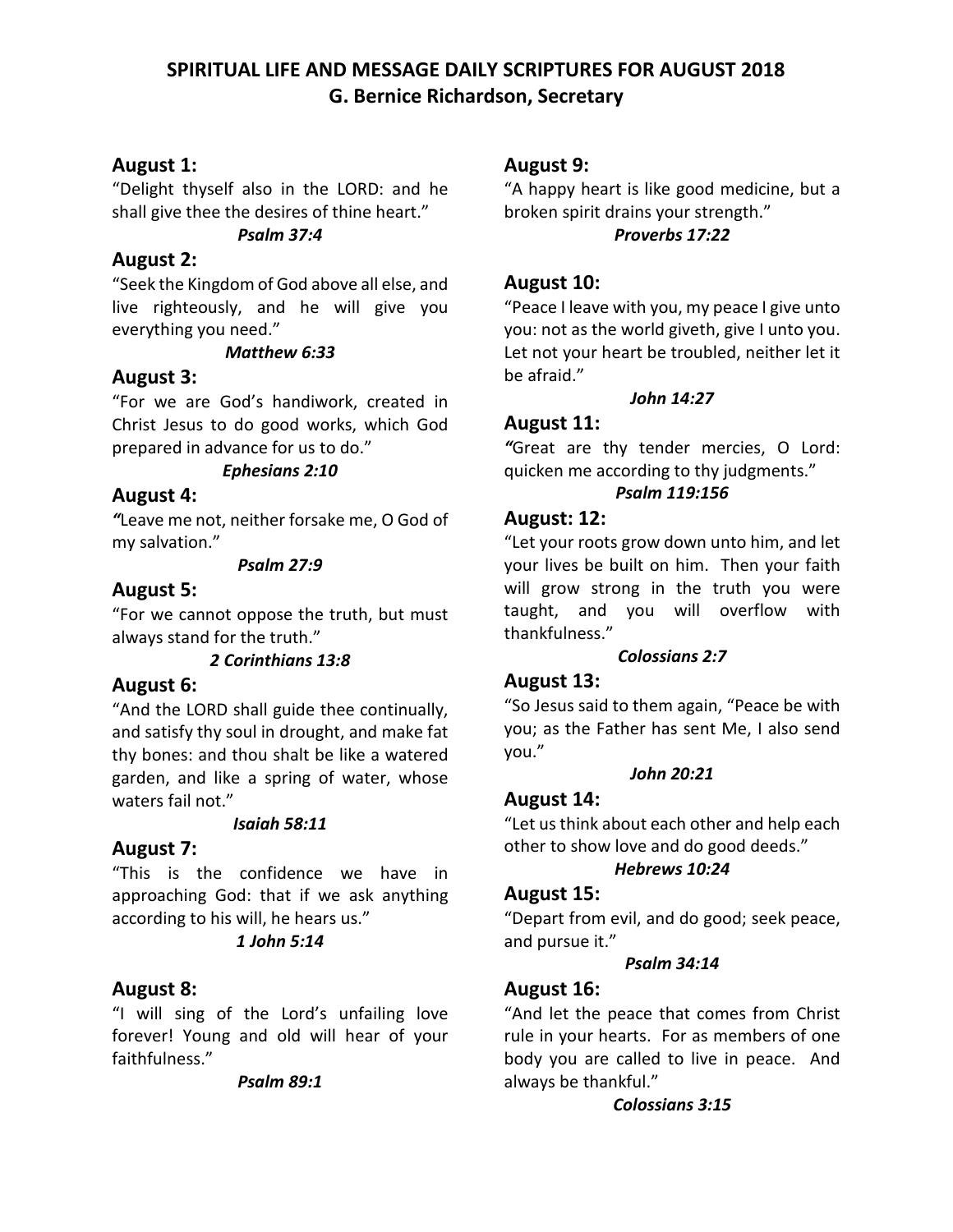# SPIRITUAL LIFE AND MESSAGE DAILY SCRIPTURES FOR AUGUST 2018
## G. Bernice Richardson, Secretary

### August 1:
"Delight thyself also in the LORD: and he shall give thee the desires of thine heart."

***Psalm 37:4***

### August 2:
"Seek the Kingdom of God above all else, and live righteously, and he will give you everything you need."

***Matthew 6:33***

### August 3:
"For we are God's handiwork, created in Christ Jesus to do good works, which God prepared in advance for us to do."

***Ephesians 2:10***

### August 4:
*"*Leave me not, neither forsake me, O God of my salvation."

***Psalm 27:9***

### August 5:
"For we cannot oppose the truth, but must always stand for the truth."

***2 Corinthians 13:8***

### August 6:
"And the LORD shall guide thee continually, and satisfy thy soul in drought, and make fat thy bones: and thou shalt be like a watered garden, and like a spring of water, whose waters fail not."

***Isaiah 58:11***

### August 7:
"This is the confidence we have in approaching God: that if we ask anything according to his will, he hears us."

***1 John 5:14***

### August 8:
"I will sing of the Lord's unfailing love forever! Young and old will hear of your faithfulness."

***Psalm 89:1***

### August 9:
"A happy heart is like good medicine, but a broken spirit drains your strength."

***Proverbs 17:22***

### August 10:
"Peace I leave with you, my peace I give unto you: not as the world giveth, give I unto you. Let not your heart be troubled, neither let it be afraid."

***John 14:27***

### August 11:
*"*Great are thy tender mercies, O Lord: quicken me according to thy judgments."

***Psalm 119:156***

### August: 12:
"Let your roots grow down unto him, and let your lives be built on him. Then your faith will grow strong in the truth you were taught, and you will overflow with thankfulness."

***Colossians 2:7***

### August 13:
"So Jesus said to them again, "Peace be with you; as the Father has sent Me, I also send you."

***John 20:21***

### August 14:
"Let us think about each other and help each other to show love and do good deeds."

***Hebrews 10:24***

### August 15:
"Depart from evil, and do good; seek peace, and pursue it."

***Psalm 34:14***

### August 16:
"And let the peace that comes from Christ rule in your hearts. For as members of one body you are called to live in peace. And always be thankful."

***Colossians 3:15***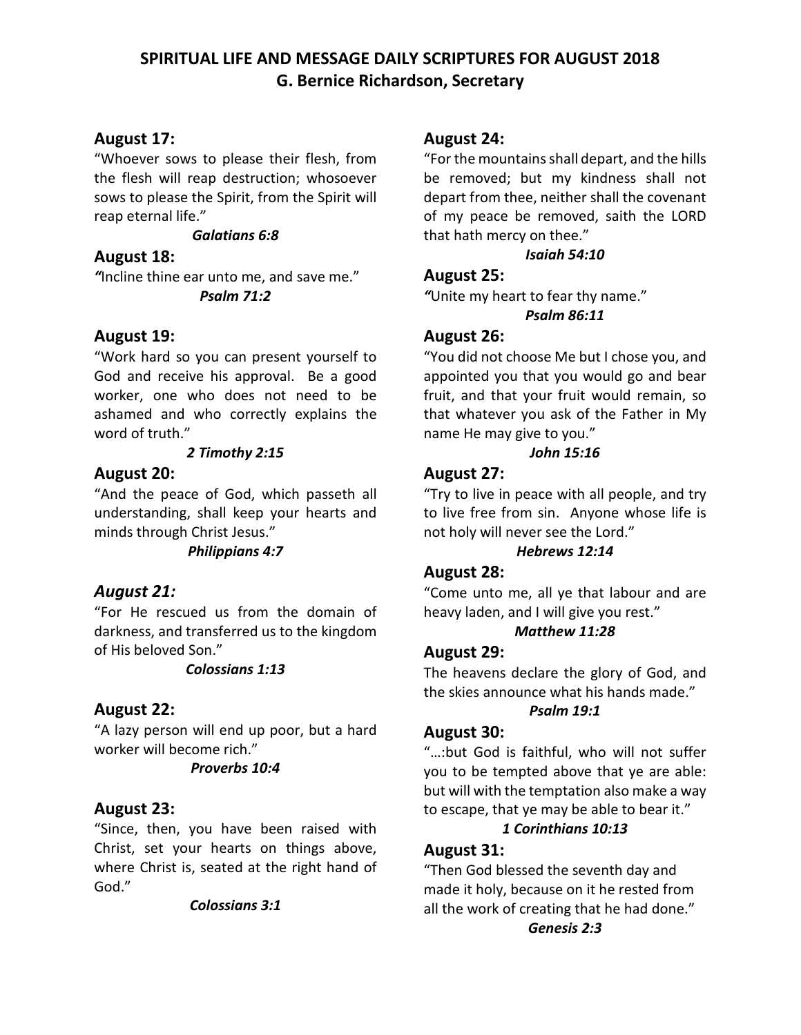# SPIRITUAL LIFE AND MESSAGE DAILY SCRIPTURES FOR AUGUST 2018
## G. Bernice Richardson, Secretary

### August 17:
"Whoever sows to please their flesh, from the flesh will reap destruction; whosoever sows to please the Spirit, from the Spirit will reap eternal life."

***Galatians 6:8***

### August 18:
*"*Incline thine ear unto me, and save me."

***Psalm 71:2***

### August 19:
"Work hard so you can present yourself to God and receive his approval. Be a good worker, one who does not need to be ashamed and who correctly explains the word of truth."

***2 Timothy 2:15***

### August 20:
"And the peace of God, which passeth all understanding, shall keep your hearts and minds through Christ Jesus."

***Philippians 4:7***

### *August 21:*
"For He rescued us from the domain of darkness, and transferred us to the kingdom of His beloved Son."

***Colossians 1:13***

### August 22:
"A lazy person will end up poor, but a hard worker will become rich."

***Proverbs 10:4***

### August 23:
"Since, then, you have been raised with Christ, set your hearts on things above, where Christ is, seated at the right hand of God."

***Colossians 3:1***

### August 24:
"For the mountains shall depart, and the hills be removed; but my kindness shall not depart from thee, neither shall the covenant of my peace be removed, saith the LORD that hath mercy on thee."

***Isaiah 54:10***

### August 25:
*"*Unite my heart to fear thy name."

***Psalm 86:11***

### August 26:
"You did not choose Me but I chose you, and appointed you that you would go and bear fruit, and that your fruit would remain, so that whatever you ask of the Father in My name He may give to you."

***John 15:16***

### August 27:
"Try to live in peace with all people, and try to live free from sin. Anyone whose life is not holy will never see the Lord."

***Hebrews 12:14***

### August 28:
"Come unto me, all ye that labour and are heavy laden, and I will give you rest."

***Matthew 11:28***

### August 29:
The heavens declare the glory of God, and the skies announce what his hands made."

***Psalm 19:1***

### August 30:
"…:but God is faithful, who will not suffer you to be tempted above that ye are able: but will with the temptation also make a way to escape, that ye may be able to bear it."

***1 Corinthians 10:13***

### August 31:
"Then God blessed the seventh day and made it holy, because on it he rested from all the work of creating that he had done."

***Genesis 2:3***